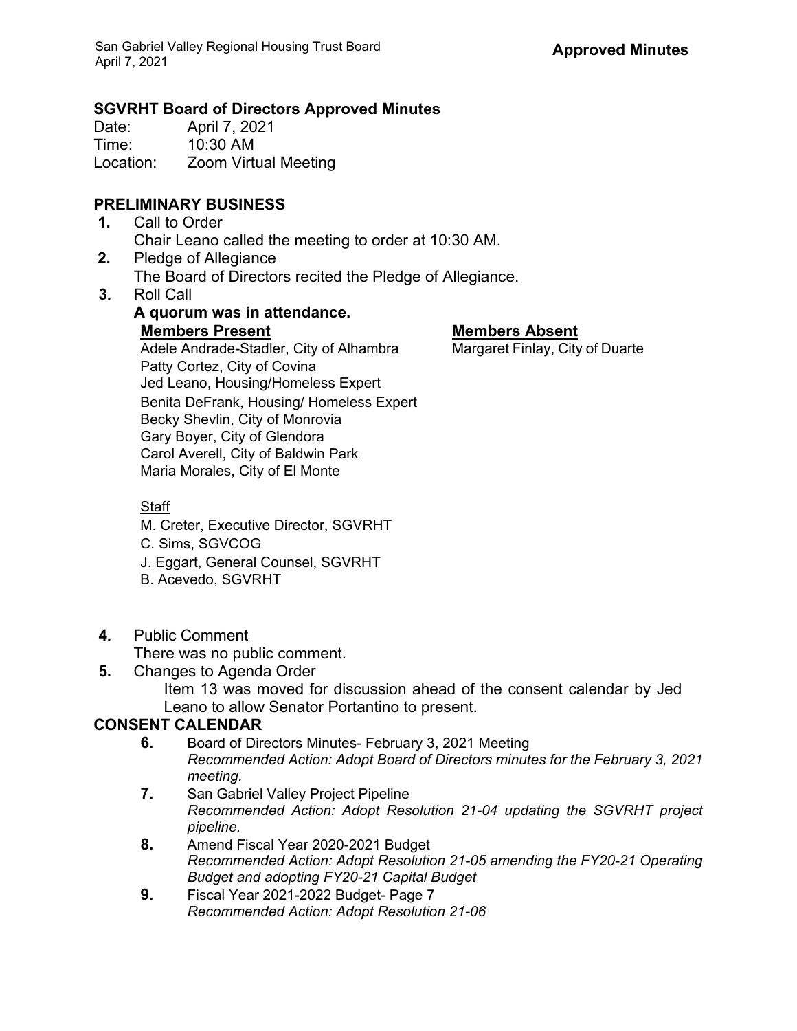**Approved Minutes**

## SGVRHT Board of Directors Approved Minutes

Date: April 7, 2021
Time: 10:30 AM
Location: Zoom Virtual Meeting

## PRELIMINARY BUSINESS

**1.** Call to Order
Chair Leano called the meeting to order at 10:30 AM.

**2.** Pledge of Allegiance
The Board of Directors recited the Pledge of Allegiance.

**3.** Roll Call
**A quorum was in attendance.**

**Members Present**
Adele Andrade-Stadler, City of Alhambra
Patty Cortez, City of Covina
Jed Leano, Housing/Homeless Expert
Benita DeFrank, Housing/ Homeless Expert
Becky Shevlin, City of Monrovia
Gary Boyer, City of Glendora
Carol Averell, City of Baldwin Park
Maria Morales, City of El Monte

**Members Absent**
Margaret Finlay, City of Duarte

Staff
M. Creter, Executive Director, SGVRHT
C. Sims, SGVCOG
J. Eggart, General Counsel, SGVRHT
B. Acevedo, SGVRHT

**4.** Public Comment
There was no public comment.

**5.** Changes to Agenda Order
Item 13 was moved for discussion ahead of the consent calendar by Jed Leano to allow Senator Portantino to present.

## CONSENT CALENDAR

**6.** Board of Directors Minutes- February 3, 2021 Meeting
*Recommended Action: Adopt Board of Directors minutes for the February 3, 2021 meeting.*

**7.** San Gabriel Valley Project Pipeline
*Recommended Action: Adopt Resolution 21-04 updating the SGVRHT project pipeline.*

**8.** Amend Fiscal Year 2020-2021 Budget
*Recommended Action: Adopt Resolution 21-05 amending the FY20-21 Operating Budget and adopting FY20-21 Capital Budget*

**9.** Fiscal Year 2021-2022 Budget- Page 7
*Recommended Action: Adopt Resolution 21-06*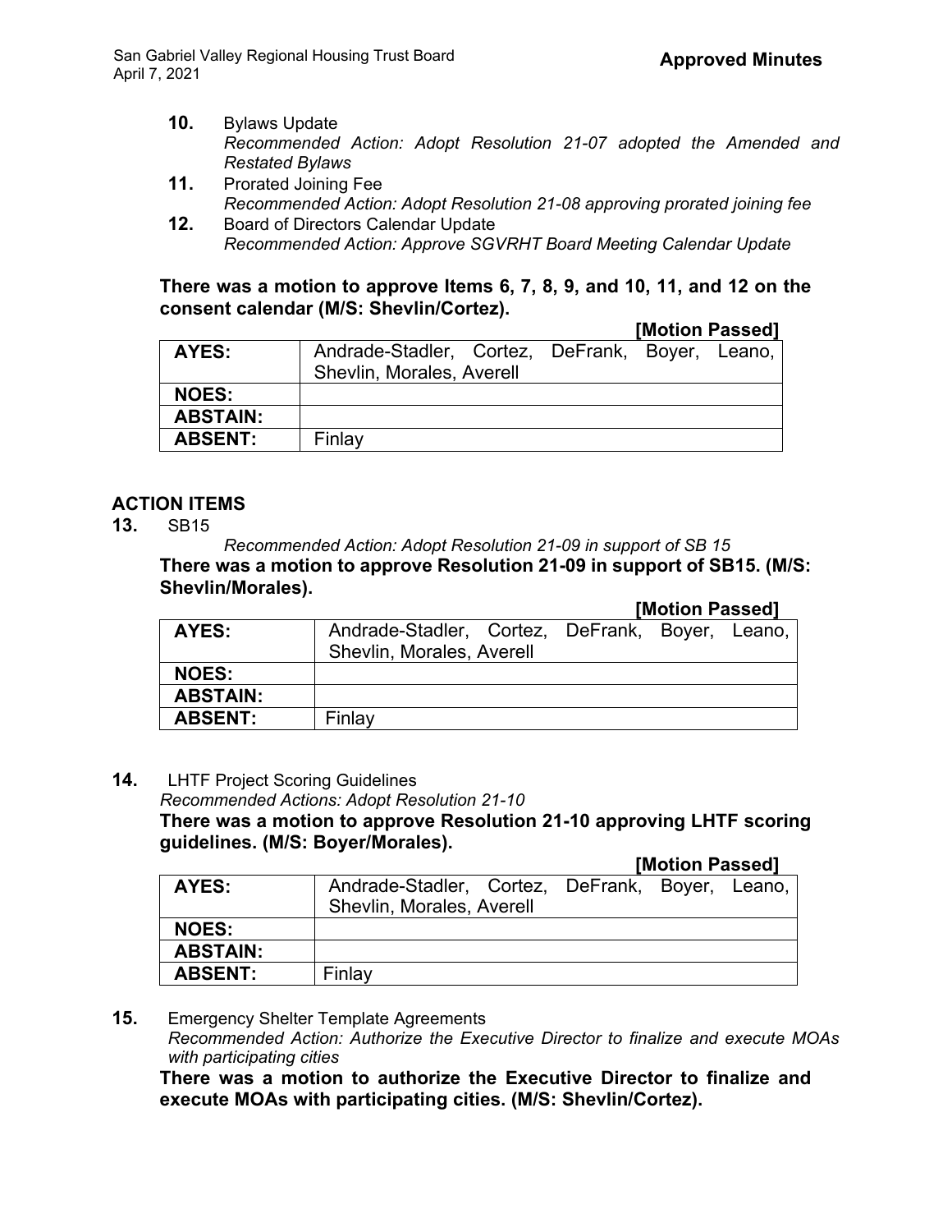**10.** Bylaws Update
*Recommended Action: Adopt Resolution 21-07 adopted the Amended and Restated Bylaws*

**11.** Prorated Joining Fee
*Recommended Action: Adopt Resolution 21-08 approving prorated joining fee*

**12.** Board of Directors Calendar Update
*Recommended Action: Approve SGVRHT Board Meeting Calendar Update*

**There was a motion to approve Items 6, 7, 8, 9, and 10, 11, and 12 on the consent calendar (M/S: Shevlin/Cortez).**

**[Motion Passed]**

| | |
|---|---|
| **AYES:** | Andrade-Stadler, Cortez, DeFrank, Boyer, Leano, Shevlin, Morales, Averell |
| **NOES:** | |
| **ABSTAIN:** | |
| **ABSENT:** | Finlay |

## ACTION ITEMS

**13.** SB15
*Recommended Action: Adopt Resolution 21-09 in support of SB 15*

**There was a motion to approve Resolution 21-09 in support of SB15. (M/S: Shevlin/Morales).**

**[Motion Passed]**

| | |
|---|---|
| **AYES:** | Andrade-Stadler, Cortez, DeFrank, Boyer, Leano, Shevlin, Morales, Averell |
| **NOES:** | |
| **ABSTAIN:** | |
| **ABSENT:** | Finlay |

**14.** LHTF Project Scoring Guidelines
*Recommended Actions: Adopt Resolution 21-10*

**There was a motion to approve Resolution 21-10 approving LHTF scoring guidelines. (M/S: Boyer/Morales).**

**[Motion Passed]**

| | |
|---|---|
| **AYES:** | Andrade-Stadler, Cortez, DeFrank, Boyer, Leano, Shevlin, Morales, Averell |
| **NOES:** | |
| **ABSTAIN:** | |
| **ABSENT:** | Finlay |

**15.** Emergency Shelter Template Agreements
*Recommended Action: Authorize the Executive Director to finalize and execute MOAs with participating cities*

**There was a motion to authorize the Executive Director to finalize and execute MOAs with participating cities. (M/S: Shevlin/Cortez).**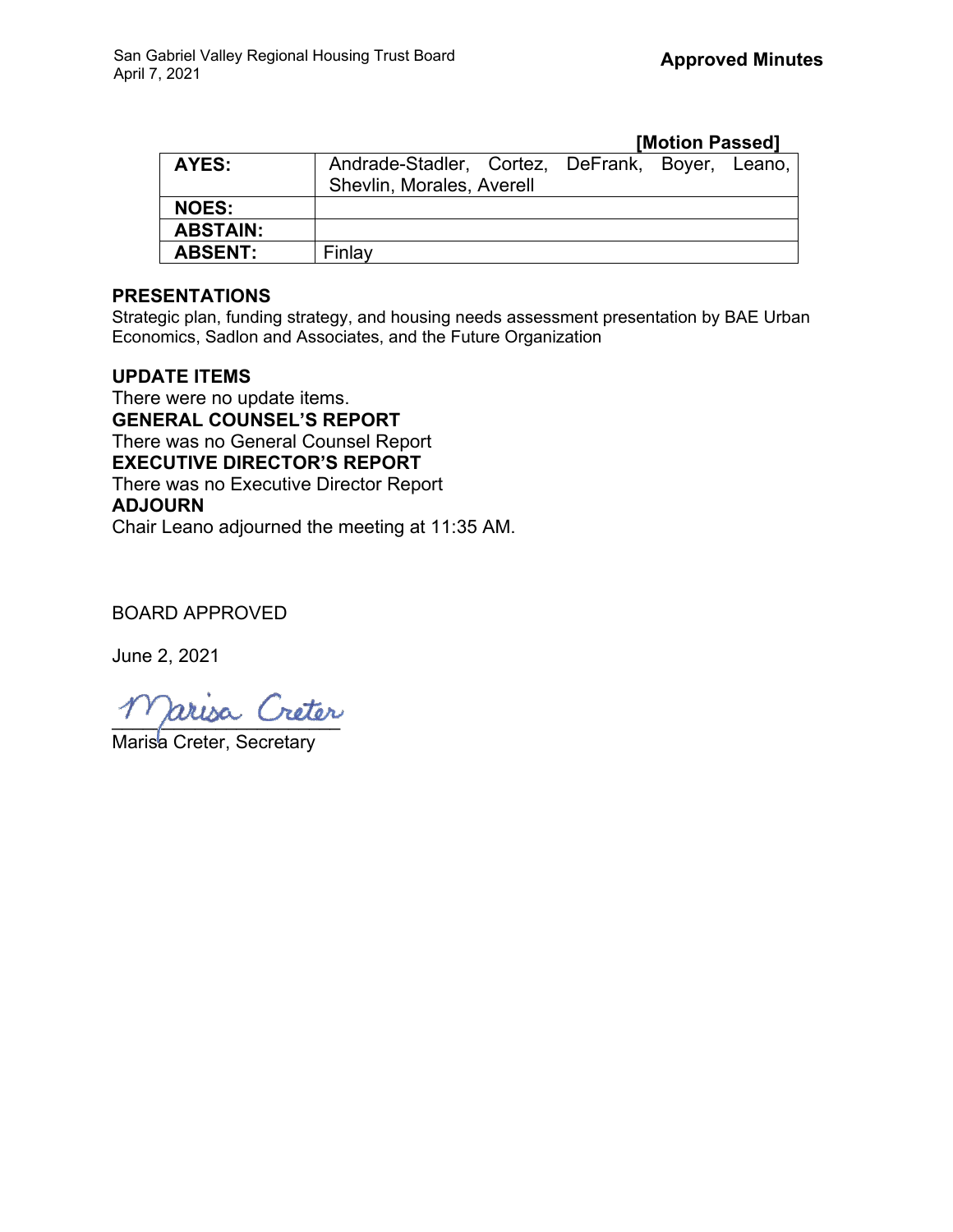**Approved Minutes**

**[Motion Passed]**

| | |
|---|---|
| **AYES:** | Andrade-Stadler, Cortez, DeFrank, Boyer, Leano, Shevlin, Morales, Averell |
| **NOES:** | |
| **ABSTAIN:** | |
| **ABSENT:** | Finlay |

**PRESENTATIONS**

Strategic plan, funding strategy, and housing needs assessment presentation by BAE Urban Economics, Sadlon and Associates, and the Future Organization

**UPDATE ITEMS**

There were no update items.

**GENERAL COUNSEL'S REPORT**

There was no General Counsel Report

**EXECUTIVE DIRECTOR'S REPORT**

There was no Executive Director Report

**ADJOURN**

Chair Leano adjourned the meeting at 11:35 AM.

BOARD APPROVED

June 2, 2021

Marisa Creter

Marisa Creter, Secretary